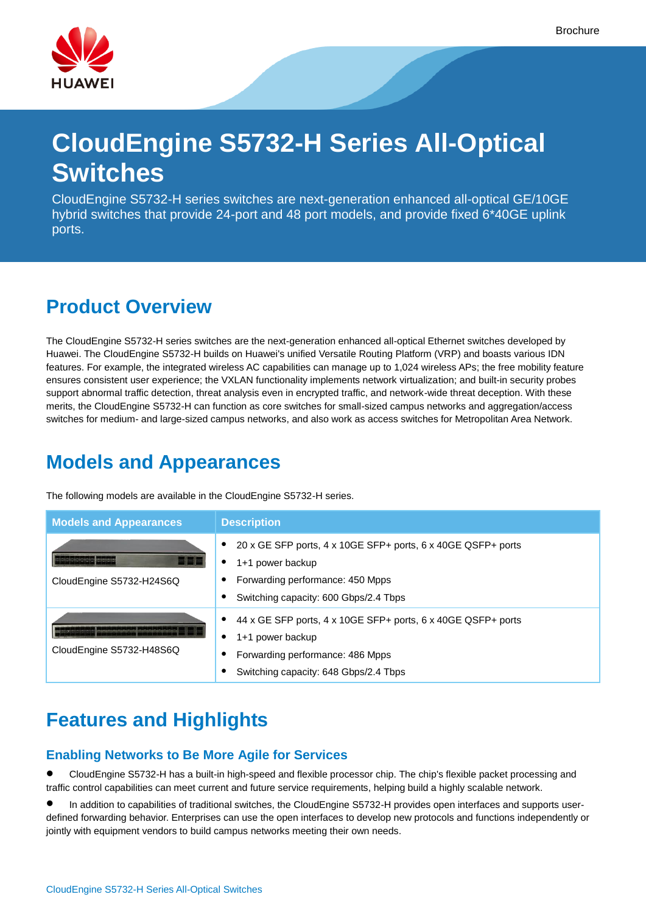Brochure

# CloudEngine S5732-H Series All-Optical Switches

CloudEngine S5732-H series switches are next-generation enhanced all-optical GE/10GE hybrid switches that provide 24-port and 48 port models, and provide fixed 6*40GE uplink ports.

## Product Overview

The CloudEngine S5732-H series switches are the next-generation enhanced all-optical Ethernet switches developed by Huawei. The CloudEngine S5732-H builds on Huawei's unified Versatile Routing Platform (VRP) and boasts various IDN features. For example, the integrated wireless AC capabilities can manage up to 1,024 wireless APs; the free mobility feature ensures consistent user experience; the VXLAN functionality implements network virtualization; and built-in security probes support abnormal traffic detection, threat analysis even in encrypted traffic, and network-wide threat deception. With these merits, the CloudEngine S5732-H can function as core switches for small-sized campus networks and aggregation/access switches for medium- and large-sized campus networks, and also work as access switches for Metropolitan Area Network.

## Models and Appearances

The following models are available in the CloudEngine S5732-H series.

| Models and Appearances | Description |
|---|---|
| CloudEngine S5732-H24S6Q | • 20 x GE SFP ports, 4 x 10GE SFP+ ports, 6 x 40GE QSFP+ ports<br>• 1+1 power backup<br>• Forwarding performance: 450 Mpps<br>• Switching capacity: 600 Gbps/2.4 Tbps |
| CloudEngine S5732-H48S6Q | • 44 x GE SFP ports, 4 x 10GE SFP+ ports, 6 x 40GE QSFP+ ports<br>• 1+1 power backup<br>• Forwarding performance: 486 Mpps<br>• Switching capacity: 648 Gbps/2.4 Tbps |

## Features and Highlights

### Enabling Networks to Be More Agile for Services

- CloudEngine S5732-H has a built-in high-speed and flexible processor chip. The chip's flexible packet processing and traffic control capabilities can meet current and future service requirements, helping build a highly scalable network.
- In addition to capabilities of traditional switches, the CloudEngine S5732-H provides open interfaces and supports user-defined forwarding behavior. Enterprises can use the open interfaces to develop new protocols and functions independently or jointly with equipment vendors to build campus networks meeting their own needs.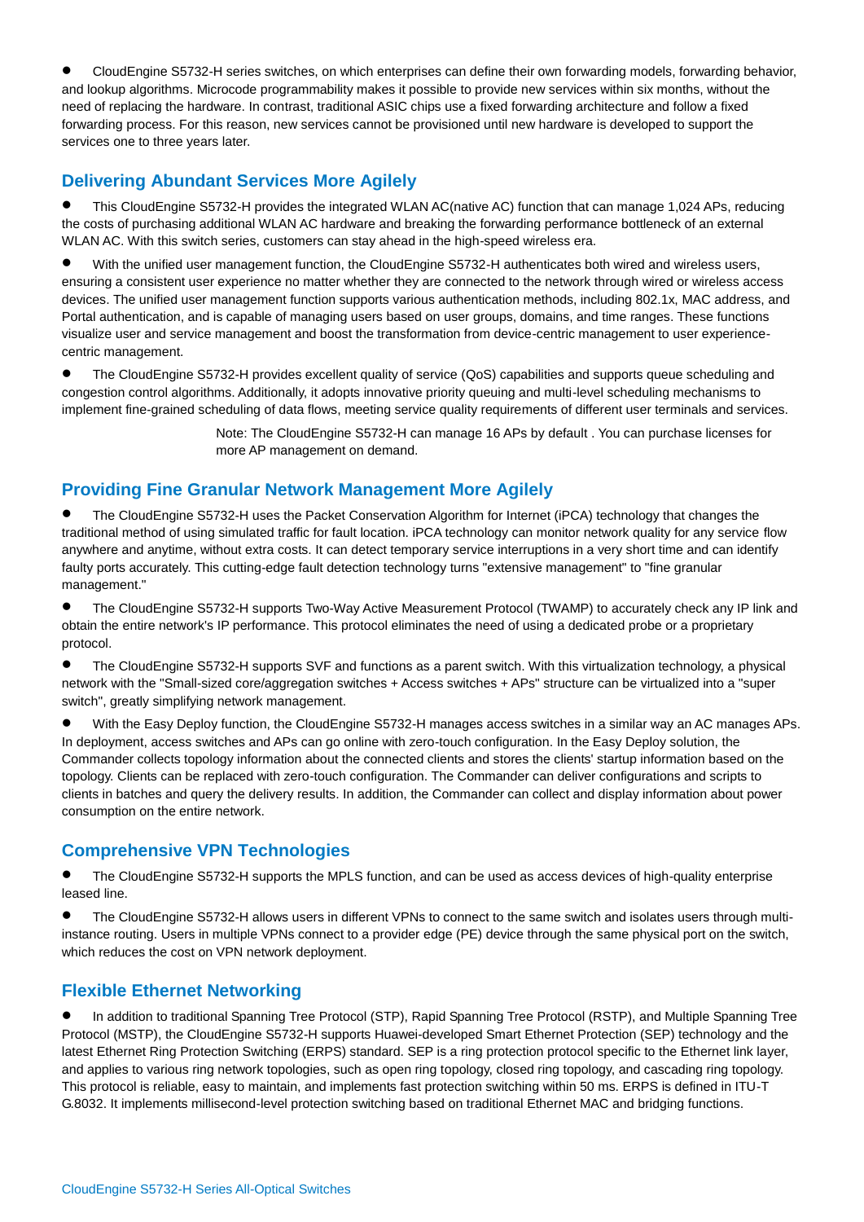- CloudEngine S5732-H series switches, on which enterprises can define their own forwarding models, forwarding behavior, and lookup algorithms. Microcode programmability makes it possible to provide new services within six months, without the need of replacing the hardware. In contrast, traditional ASIC chips use a fixed forwarding architecture and follow a fixed forwarding process. For this reason, new services cannot be provisioned until new hardware is developed to support the services one to three years later.

## Delivering Abundant Services More Agilely

- This CloudEngine S5732-H provides the integrated WLAN AC(native AC) function that can manage 1,024 APs, reducing the costs of purchasing additional WLAN AC hardware and breaking the forwarding performance bottleneck of an external WLAN AC. With this switch series, customers can stay ahead in the high-speed wireless era.
- With the unified user management function, the CloudEngine S5732-H authenticates both wired and wireless users, ensuring a consistent user experience no matter whether they are connected to the network through wired or wireless access devices. The unified user management function supports various authentication methods, including 802.1x, MAC address, and Portal authentication, and is capable of managing users based on user groups, domains, and time ranges. These functions visualize user and service management and boost the transformation from device-centric management to user experience-centric management.
- The CloudEngine S5732-H provides excellent quality of service (QoS) capabilities and supports queue scheduling and congestion control algorithms. Additionally, it adopts innovative priority queuing and multi-level scheduling mechanisms to implement fine-grained scheduling of data flows, meeting service quality requirements of different user terminals and services.

Note: The CloudEngine S5732-H can manage 16 APs by default . You can purchase licenses for more AP management on demand.

## Providing Fine Granular Network Management More Agilely

- The CloudEngine S5732-H uses the Packet Conservation Algorithm for Internet (iPCA) technology that changes the traditional method of using simulated traffic for fault location. iPCA technology can monitor network quality for any service flow anywhere and anytime, without extra costs. It can detect temporary service interruptions in a very short time and can identify faulty ports accurately. This cutting-edge fault detection technology turns "extensive management" to "fine granular management."
- The CloudEngine S5732-H supports Two-Way Active Measurement Protocol (TWAMP) to accurately check any IP link and obtain the entire network's IP performance. This protocol eliminates the need of using a dedicated probe or a proprietary protocol.
- The CloudEngine S5732-H supports SVF and functions as a parent switch. With this virtualization technology, a physical network with the "Small-sized core/aggregation switches + Access switches + APs" structure can be virtualized into a "super switch", greatly simplifying network management.
- With the Easy Deploy function, the CloudEngine S5732-H manages access switches in a similar way an AC manages APs. In deployment, access switches and APs can go online with zero-touch configuration. In the Easy Deploy solution, the Commander collects topology information about the connected clients and stores the clients' startup information based on the topology. Clients can be replaced with zero-touch configuration. The Commander can deliver configurations and scripts to clients in batches and query the delivery results. In addition, the Commander can collect and display information about power consumption on the entire network.

## Comprehensive VPN Technologies

- The CloudEngine S5732-H supports the MPLS function, and can be used as access devices of high-quality enterprise leased line.
- The CloudEngine S5732-H allows users in different VPNs to connect to the same switch and isolates users through multi-instance routing. Users in multiple VPNs connect to a provider edge (PE) device through the same physical port on the switch, which reduces the cost on VPN network deployment.

## Flexible Ethernet Networking

- In addition to traditional Spanning Tree Protocol (STP), Rapid Spanning Tree Protocol (RSTP), and Multiple Spanning Tree Protocol (MSTP), the CloudEngine S5732-H supports Huawei-developed Smart Ethernet Protection (SEP) technology and the latest Ethernet Ring Protection Switching (ERPS) standard. SEP is a ring protection protocol specific to the Ethernet link layer, and applies to various ring network topologies, such as open ring topology, closed ring topology, and cascading ring topology. This protocol is reliable, easy to maintain, and implements fast protection switching within 50 ms. ERPS is defined in ITU-T G.8032. It implements millisecond-level protection switching based on traditional Ethernet MAC and bridging functions.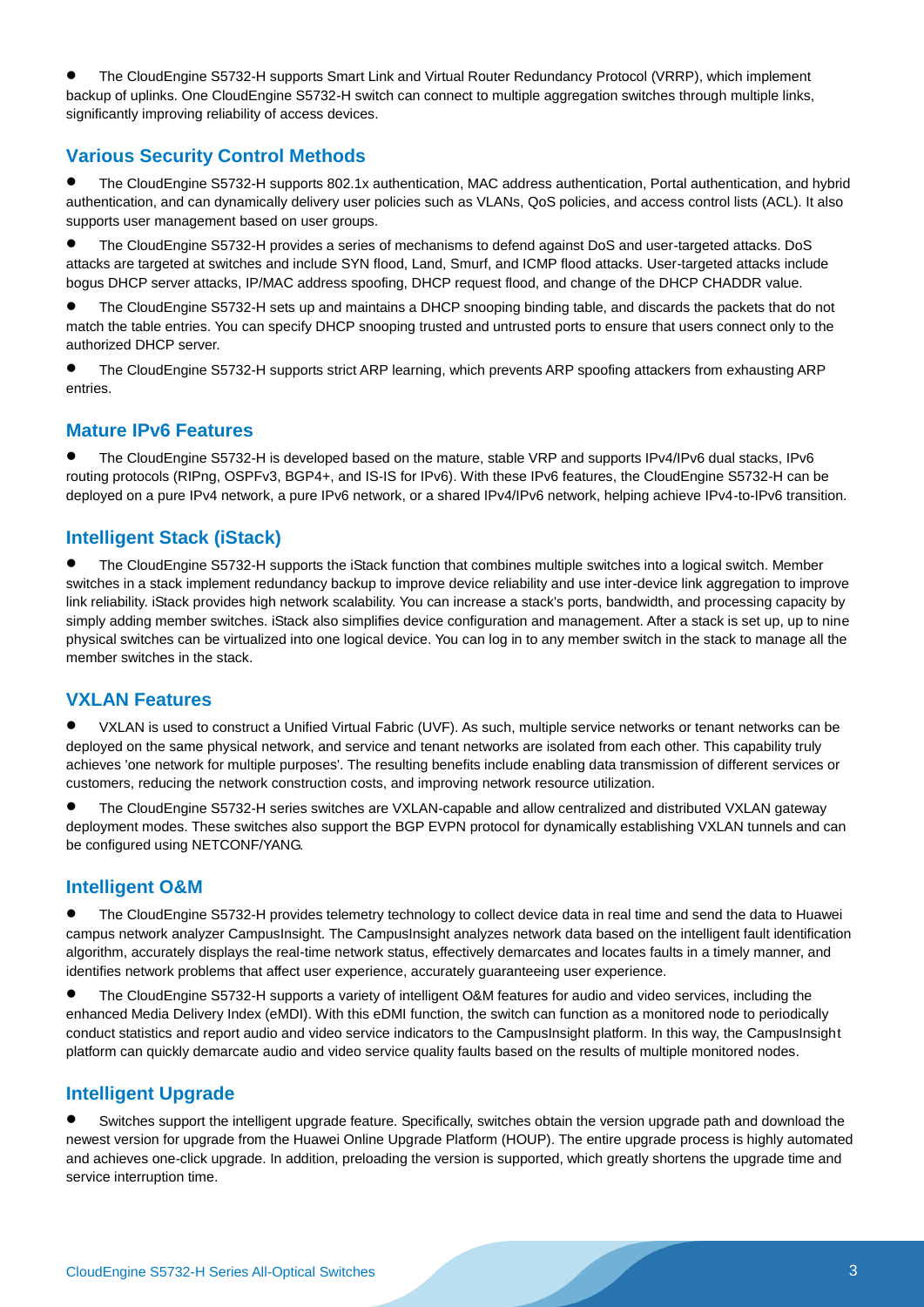- The CloudEngine S5732-H supports Smart Link and Virtual Router Redundancy Protocol (VRRP), which implement backup of uplinks. One CloudEngine S5732-H switch can connect to multiple aggregation switches through multiple links, significantly improving reliability of access devices.

## Various Security Control Methods

- The CloudEngine S5732-H supports 802.1x authentication, MAC address authentication, Portal authentication, and hybrid authentication, and can dynamically delivery user policies such as VLANs, QoS policies, and access control lists (ACL). It also supports user management based on user groups.
- The CloudEngine S5732-H provides a series of mechanisms to defend against DoS and user-targeted attacks. DoS attacks are targeted at switches and include SYN flood, Land, Smurf, and ICMP flood attacks. User-targeted attacks include bogus DHCP server attacks, IP/MAC address spoofing, DHCP request flood, and change of the DHCP CHADDR value.
- The CloudEngine S5732-H sets up and maintains a DHCP snooping binding table, and discards the packets that do not match the table entries. You can specify DHCP snooping trusted and untrusted ports to ensure that users connect only to the authorized DHCP server.
- The CloudEngine S5732-H supports strict ARP learning, which prevents ARP spoofing attackers from exhausting ARP entries.

## Mature IPv6 Features

- The CloudEngine S5732-H is developed based on the mature, stable VRP and supports IPv4/IPv6 dual stacks, IPv6 routing protocols (RIPng, OSPFv3, BGP4+, and IS-IS for IPv6). With these IPv6 features, the CloudEngine S5732-H can be deployed on a pure IPv4 network, a pure IPv6 network, or a shared IPv4/IPv6 network, helping achieve IPv4-to-IPv6 transition.

## Intelligent Stack (iStack)

- The CloudEngine S5732-H supports the iStack function that combines multiple switches into a logical switch. Member switches in a stack implement redundancy backup to improve device reliability and use inter-device link aggregation to improve link reliability. iStack provides high network scalability. You can increase a stack's ports, bandwidth, and processing capacity by simply adding member switches. iStack also simplifies device configuration and management. After a stack is set up, up to nine physical switches can be virtualized into one logical device. You can log in to any member switch in the stack to manage all the member switches in the stack.

## VXLAN Features

- VXLAN is used to construct a Unified Virtual Fabric (UVF). As such, multiple service networks or tenant networks can be deployed on the same physical network, and service and tenant networks are isolated from each other. This capability truly achieves 'one network for multiple purposes'. The resulting benefits include enabling data transmission of different services or customers, reducing the network construction costs, and improving network resource utilization.
- The CloudEngine S5732-H series switches are VXLAN-capable and allow centralized and distributed VXLAN gateway deployment modes. These switches also support the BGP EVPN protocol for dynamically establishing VXLAN tunnels and can be configured using NETCONF/YANG.

## Intelligent O&M

- The CloudEngine S5732-H provides telemetry technology to collect device data in real time and send the data to Huawei campus network analyzer CampusInsight. The CampusInsight analyzes network data based on the intelligent fault identification algorithm, accurately displays the real-time network status, effectively demarcates and locates faults in a timely manner, and identifies network problems that affect user experience, accurately guaranteeing user experience.
- The CloudEngine S5732-H supports a variety of intelligent O&M features for audio and video services, including the enhanced Media Delivery Index (eMDI). With this eDMI function, the switch can function as a monitored node to periodically conduct statistics and report audio and video service indicators to the CampusInsight platform. In this way, the CampusInsight platform can quickly demarcate audio and video service quality faults based on the results of multiple monitored nodes.

## Intelligent Upgrade

- Switches support the intelligent upgrade feature. Specifically, switches obtain the version upgrade path and download the newest version for upgrade from the Huawei Online Upgrade Platform (HOUP). The entire upgrade process is highly automated and achieves one-click upgrade. In addition, preloading the version is supported, which greatly shortens the upgrade time and service interruption time.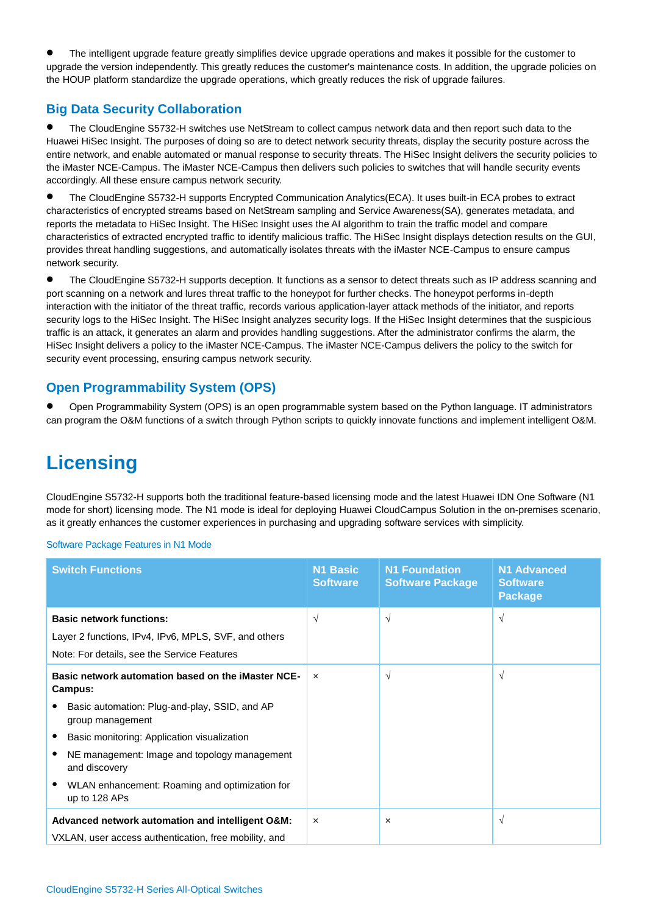- The intelligent upgrade feature greatly simplifies device upgrade operations and makes it possible for the customer to upgrade the version independently. This greatly reduces the customer's maintenance costs. In addition, the upgrade policies on the HOUP platform standardize the upgrade operations, which greatly reduces the risk of upgrade failures.

### Big Data Security Collaboration

- The CloudEngine S5732-H switches use NetStream to collect campus network data and then report such data to the Huawei HiSec Insight. The purposes of doing so are to detect network security threats, display the security posture across the entire network, and enable automated or manual response to security threats. The HiSec Insight delivers the security policies to the iMaster NCE-Campus. The iMaster NCE-Campus then delivers such policies to switches that will handle security events accordingly. All these ensure campus network security.
- The CloudEngine S5732-H supports Encrypted Communication Analytics(ECA). It uses built-in ECA probes to extract characteristics of encrypted streams based on NetStream sampling and Service Awareness(SA), generates metadata, and reports the metadata to HiSec Insight. The HiSec Insight uses the AI algorithm to train the traffic model and compare characteristics of extracted encrypted traffic to identify malicious traffic. The HiSec Insight displays detection results on the GUI, provides threat handling suggestions, and automatically isolates threats with the iMaster NCE-Campus to ensure campus network security.
- The CloudEngine S5732-H supports deception. It functions as a sensor to detect threats such as IP address scanning and port scanning on a network and lures threat traffic to the honeypot for further checks. The honeypot performs in-depth interaction with the initiator of the threat traffic, records various application-layer attack methods of the initiator, and reports security logs to the HiSec Insight. The HiSec Insight analyzes security logs. If the HiSec Insight determines that the suspicious traffic is an attack, it generates an alarm and provides handling suggestions. After the administrator confirms the alarm, the HiSec Insight delivers a policy to the iMaster NCE-Campus. The iMaster NCE-Campus delivers the policy to the switch for security event processing, ensuring campus network security.

### Open Programmability System (OPS)

- Open Programmability System (OPS) is an open programmable system based on the Python language. IT administrators can program the O&M functions of a switch through Python scripts to quickly innovate functions and implement intelligent O&M.

# Licensing

CloudEngine S5732-H supports both the traditional feature-based licensing mode and the latest Huawei IDN One Software (N1 mode for short) licensing mode. The N1 mode is ideal for deploying Huawei CloudCampus Solution in the on-premises scenario, as it greatly enhances the customer experiences in purchasing and upgrading software services with simplicity.

Software Package Features in N1 Mode

| Switch Functions | N1 Basic Software | N1 Foundation Software Package | N1 Advanced Software Package |
|---|---|---|---|
| **Basic network functions:**<br>Layer 2 functions, IPv4, IPv6, MPLS, SVF, and others<br>Note: For details, see the Service Features | √ | √ | √ |
| **Basic network automation based on the iMaster NCE-Campus:**<br>• Basic automation: Plug-and-play, SSID, and AP group management<br>• Basic monitoring: Application visualization<br>• NE management: Image and topology management and discovery<br>• WLAN enhancement: Roaming and optimization for up to 128 APs | × | √ | √ |
| **Advanced network automation and intelligent O&M:**<br>VXLAN, user access authentication, free mobility, and | × | × | √ |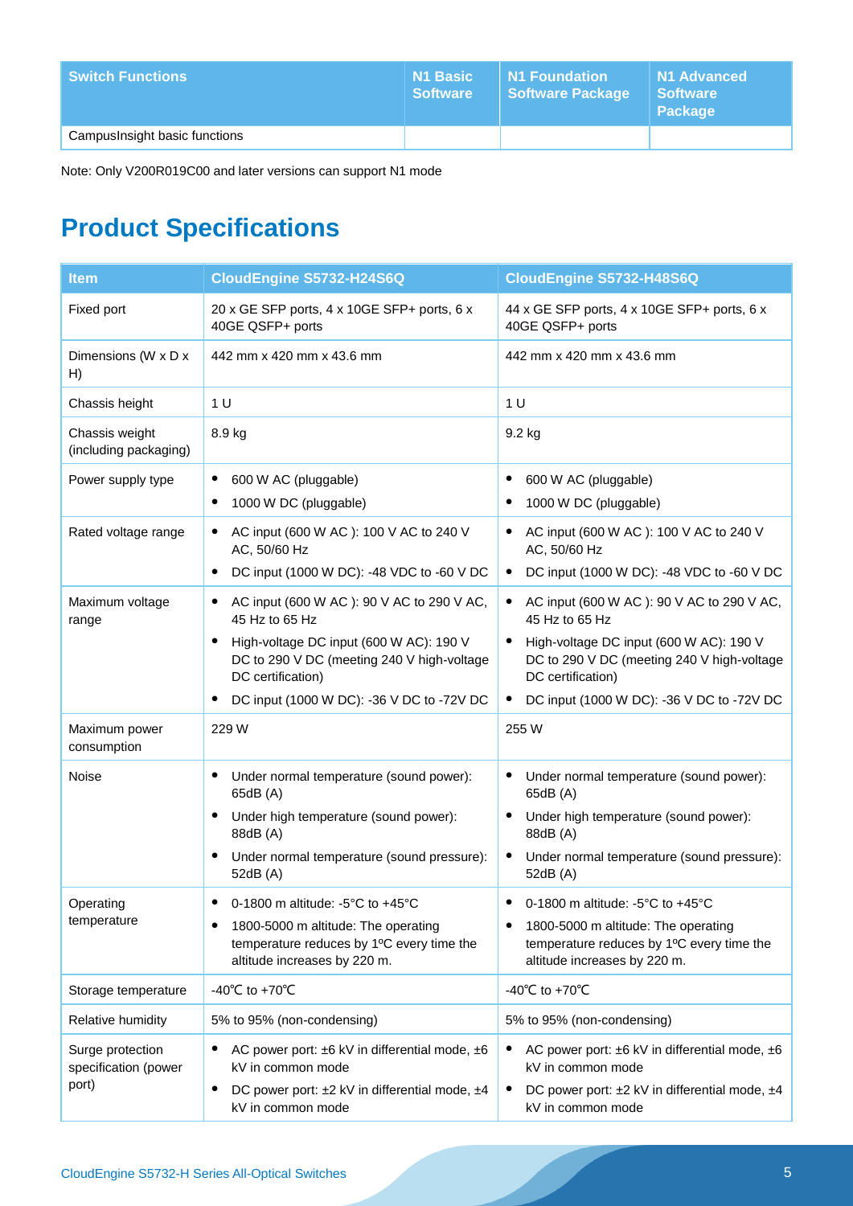| Switch Functions | N1 Basic Software | N1 Foundation Software Package | N1 Advanced Software Package |
|---|---|---|---|
| CampusInsight basic functions | | | |

Note: Only V200R019C00 and later versions can support N1 mode

# Product Specifications

| Item | CloudEngine S5732-H24S6Q | CloudEngine S5732-H48S6Q |
|---|---|---|
| Fixed port | 20 x GE SFP ports, 4 x 10GE SFP+ ports, 6 x 40GE QSFP+ ports | 44 x GE SFP ports, 4 x 10GE SFP+ ports, 6 x 40GE QSFP+ ports |
| Dimensions (W x D x H) | 442 mm x 420 mm x 43.6 mm | 442 mm x 420 mm x 43.6 mm |
| Chassis height | 1 U | 1 U |
| Chassis weight (including packaging) | 8.9 kg | 9.2 kg |
| Power supply type | • 600 W AC (pluggable)<br>• 1000 W DC (pluggable) | • 600 W AC (pluggable)<br>• 1000 W DC (pluggable) |
| Rated voltage range | • AC input (600 W AC ): 100 V AC to 240 V AC, 50/60 Hz<br>• DC input (1000 W DC): -48 VDC to -60 V DC | • AC input (600 W AC ): 100 V AC to 240 V AC, 50/60 Hz<br>• DC input (1000 W DC): -48 VDC to -60 V DC |
| Maximum voltage range | • AC input (600 W AC ): 90 V AC to 290 V AC, 45 Hz to 65 Hz<br>• High-voltage DC input (600 W AC): 190 V DC to 290 V DC (meeting 240 V high-voltage DC certification)<br>• DC input (1000 W DC): -36 V DC to -72V DC | • AC input (600 W AC ): 90 V AC to 290 V AC, 45 Hz to 65 Hz<br>• High-voltage DC input (600 W AC): 190 V DC to 290 V DC (meeting 240 V high-voltage DC certification)<br>• DC input (1000 W DC): -36 V DC to -72V DC |
| Maximum power consumption | 229 W | 255 W |
| Noise | • Under normal temperature (sound power): 65dB (A)<br>• Under high temperature (sound power): 88dB (A)<br>• Under normal temperature (sound pressure): 52dB (A) | • Under normal temperature (sound power): 65dB (A)<br>• Under high temperature (sound power): 88dB (A)<br>• Under normal temperature (sound pressure): 52dB (A) |
| Operating temperature | • 0-1800 m altitude: -5°C to +45°C<br>• 1800-5000 m altitude: The operating temperature reduces by 1ºC every time the altitude increases by 220 m. | • 0-1800 m altitude: -5°C to +45°C<br>• 1800-5000 m altitude: The operating temperature reduces by 1ºC every time the altitude increases by 220 m. |
| Storage temperature | -40℃ to +70℃ | -40℃ to +70℃ |
| Relative humidity | 5% to 95% (non-condensing) | 5% to 95% (non-condensing) |
| Surge protection specification (power port) | • AC power port: ±6 kV in differential mode, ±6 kV in common mode<br>• DC power port: ±2 kV in differential mode, ±4 kV in common mode | • AC power port: ±6 kV in differential mode, ±6 kV in common mode<br>• DC power port: ±2 kV in differential mode, ±4 kV in common mode |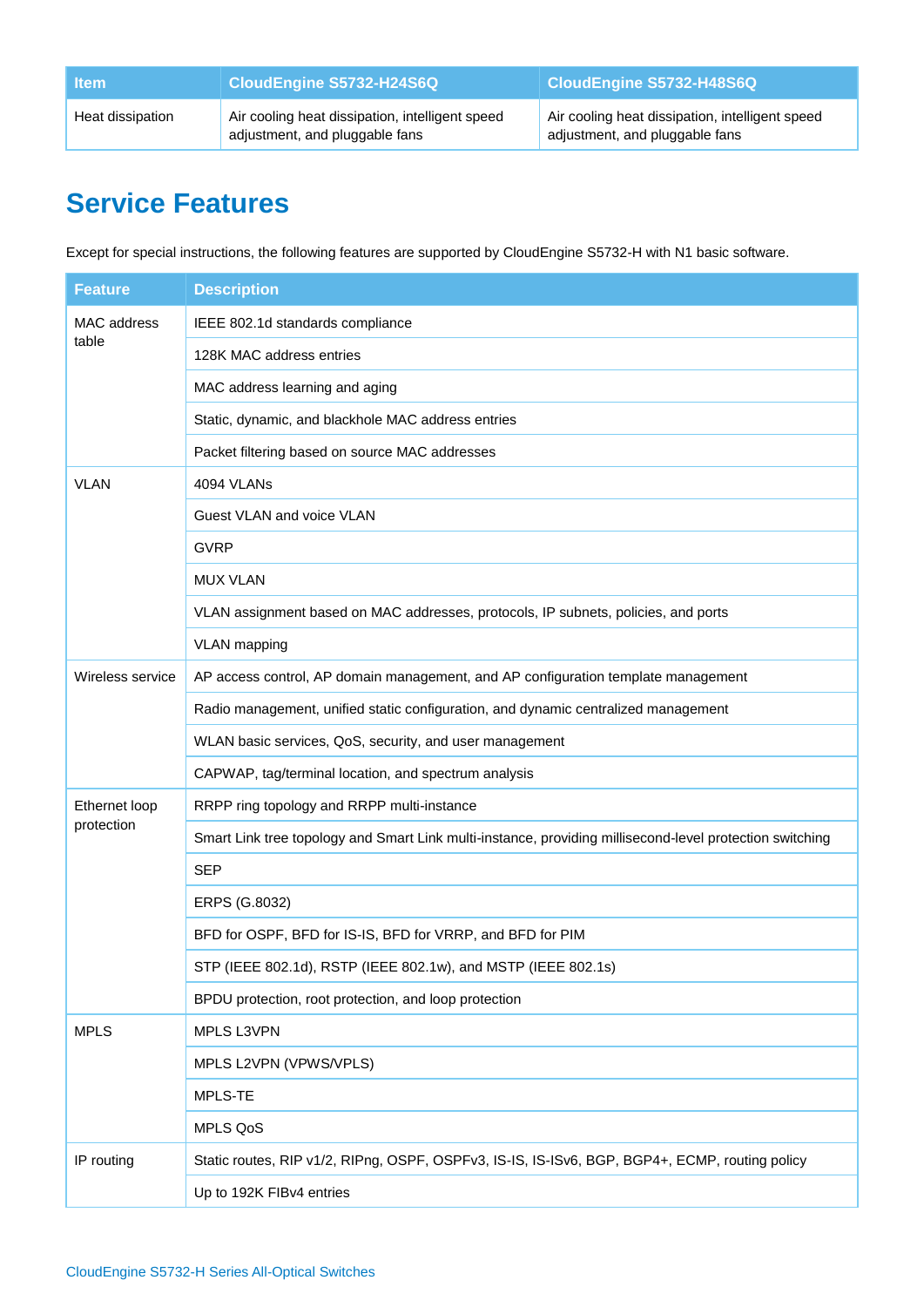| Item | CloudEngine S5732-H24S6Q | CloudEngine S5732-H48S6Q |
| --- | --- | --- |
| Heat dissipation | Air cooling heat dissipation, intelligent speed adjustment, and pluggable fans | Air cooling heat dissipation, intelligent speed adjustment, and pluggable fans |

## Service Features

Except for special instructions, the following features are supported by CloudEngine S5732-H with N1 basic software.

| Feature | Description |
| --- | --- |
| MAC address table | IEEE 802.1d standards compliance |
| | 128K MAC address entries |
| | MAC address learning and aging |
| | Static, dynamic, and blackhole MAC address entries |
| | Packet filtering based on source MAC addresses |
| VLAN | 4094 VLANs |
| | Guest VLAN and voice VLAN |
| | GVRP |
| | MUX VLAN |
| | VLAN assignment based on MAC addresses, protocols, IP subnets, policies, and ports |
| | VLAN mapping |
| Wireless service | AP access control, AP domain management, and AP configuration template management |
| | Radio management, unified static configuration, and dynamic centralized management |
| | WLAN basic services, QoS, security, and user management |
| | CAPWAP, tag/terminal location, and spectrum analysis |
| Ethernet loop protection | RRPP ring topology and RRPP multi-instance |
| | Smart Link tree topology and Smart Link multi-instance, providing millisecond-level protection switching |
| | SEP |
| | ERPS (G.8032) |
| | BFD for OSPF, BFD for IS-IS, BFD for VRRP, and BFD for PIM |
| | STP (IEEE 802.1d), RSTP (IEEE 802.1w), and MSTP (IEEE 802.1s) |
| | BPDU protection, root protection, and loop protection |
| MPLS | MPLS L3VPN |
| | MPLS L2VPN (VPWS/VPLS) |
| | MPLS-TE |
| | MPLS QoS |
| IP routing | Static routes, RIP v1/2, RIPng, OSPF, OSPFv3, IS-IS, IS-ISv6, BGP, BGP4+, ECMP, routing policy |
| | Up to 192K FIBv4 entries |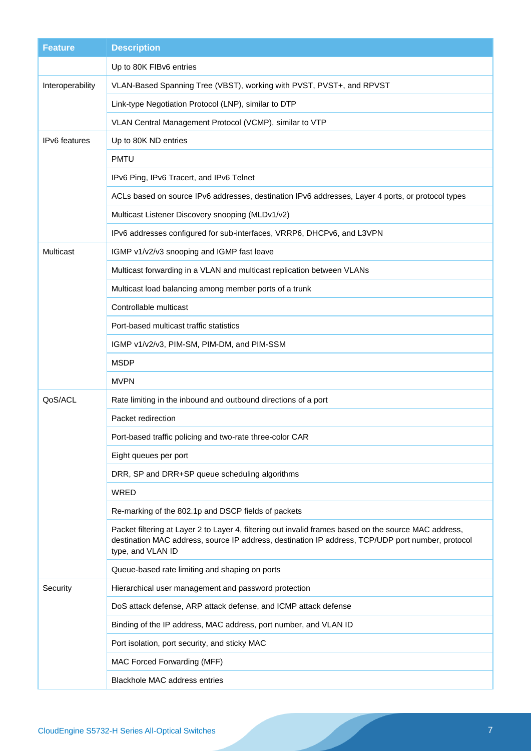| Feature | Description |
|---|---|
| | Up to 80K FIBv6 entries |
| Interoperability | VLAN-Based Spanning Tree (VBST), working with PVST, PVST+, and RPVST |
| | Link-type Negotiation Protocol (LNP), similar to DTP |
| | VLAN Central Management Protocol (VCMP), similar to VTP |
| IPv6 features | Up to 80K ND entries |
| | PMTU |
| | IPv6 Ping, IPv6 Tracert, and IPv6 Telnet |
| | ACLs based on source IPv6 addresses, destination IPv6 addresses, Layer 4 ports, or protocol types |
| | Multicast Listener Discovery snooping (MLDv1/v2) |
| | IPv6 addresses configured for sub-interfaces, VRRP6, DHCPv6, and L3VPN |
| Multicast | IGMP v1/v2/v3 snooping and IGMP fast leave |
| | Multicast forwarding in a VLAN and multicast replication between VLANs |
| | Multicast load balancing among member ports of a trunk |
| | Controllable multicast |
| | Port-based multicast traffic statistics |
| | IGMP v1/v2/v3, PIM-SM, PIM-DM, and PIM-SSM |
| | MSDP |
| | MVPN |
| QoS/ACL | Rate limiting in the inbound and outbound directions of a port |
| | Packet redirection |
| | Port-based traffic policing and two-rate three-color CAR |
| | Eight queues per port |
| | DRR, SP and DRR+SP queue scheduling algorithms |
| | WRED |
| | Re-marking of the 802.1p and DSCP fields of packets |
| | Packet filtering at Layer 2 to Layer 4, filtering out invalid frames based on the source MAC address, destination MAC address, source IP address, destination IP address, TCP/UDP port number, protocol type, and VLAN ID |
| | Queue-based rate limiting and shaping on ports |
| Security | Hierarchical user management and password protection |
| | DoS attack defense, ARP attack defense, and ICMP attack defense |
| | Binding of the IP address, MAC address, port number, and VLAN ID |
| | Port isolation, port security, and sticky MAC |
| | MAC Forced Forwarding (MFF) |
| | Blackhole MAC address entries |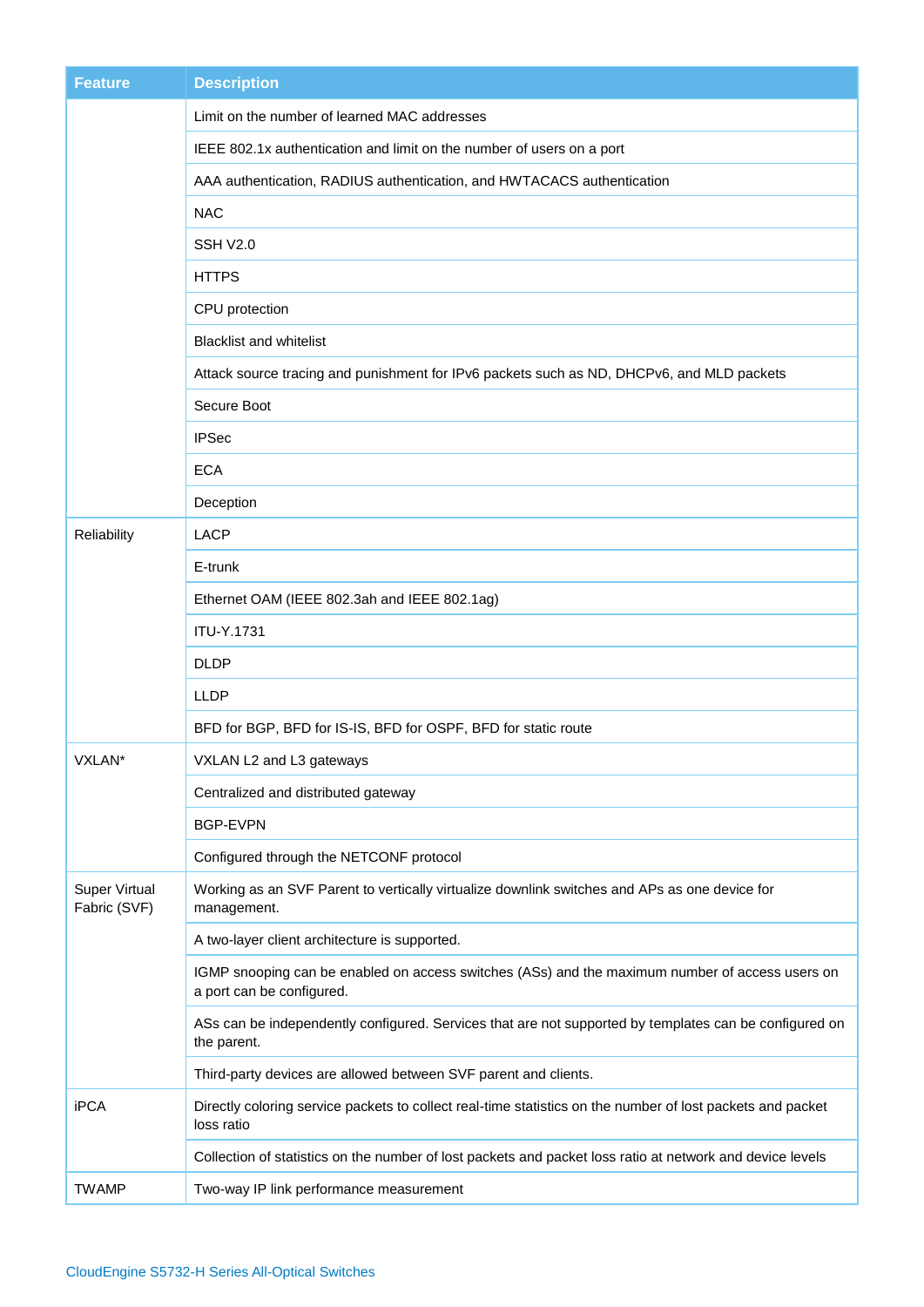| Feature | Description |
| --- | --- |
| | Limit on the number of learned MAC addresses |
| | IEEE 802.1x authentication and limit on the number of users on a port |
| | AAA authentication, RADIUS authentication, and HWTACACS authentication |
| | NAC |
| | SSH V2.0 |
| | HTTPS |
| | CPU protection |
| | Blacklist and whitelist |
| | Attack source tracing and punishment for IPv6 packets such as ND, DHCPv6, and MLD packets |
| | Secure Boot |
| | IPSec |
| | ECA |
| | Deception |
| Reliability | LACP |
| | E-trunk |
| | Ethernet OAM (IEEE 802.3ah and IEEE 802.1ag) |
| | ITU-Y.1731 |
| | DLDP |
| | LLDP |
| | BFD for BGP, BFD for IS-IS, BFD for OSPF, BFD for static route |
| VXLAN* | VXLAN L2 and L3 gateways |
| | Centralized and distributed gateway |
| | BGP-EVPN |
| | Configured through the NETCONF protocol |
| Super Virtual Fabric (SVF) | Working as an SVF Parent to vertically virtualize downlink switches and APs as one device for management. |
| | A two-layer client architecture is supported. |
| | IGMP snooping can be enabled on access switches (ASs) and the maximum number of access users on a port can be configured. |
| | ASs can be independently configured. Services that are not supported by templates can be configured on the parent. |
| | Third-party devices are allowed between SVF parent and clients. |
| iPCA | Directly coloring service packets to collect real-time statistics on the number of lost packets and packet loss ratio |
| | Collection of statistics on the number of lost packets and packet loss ratio at network and device levels |
| TWAMP | Two-way IP link performance measurement |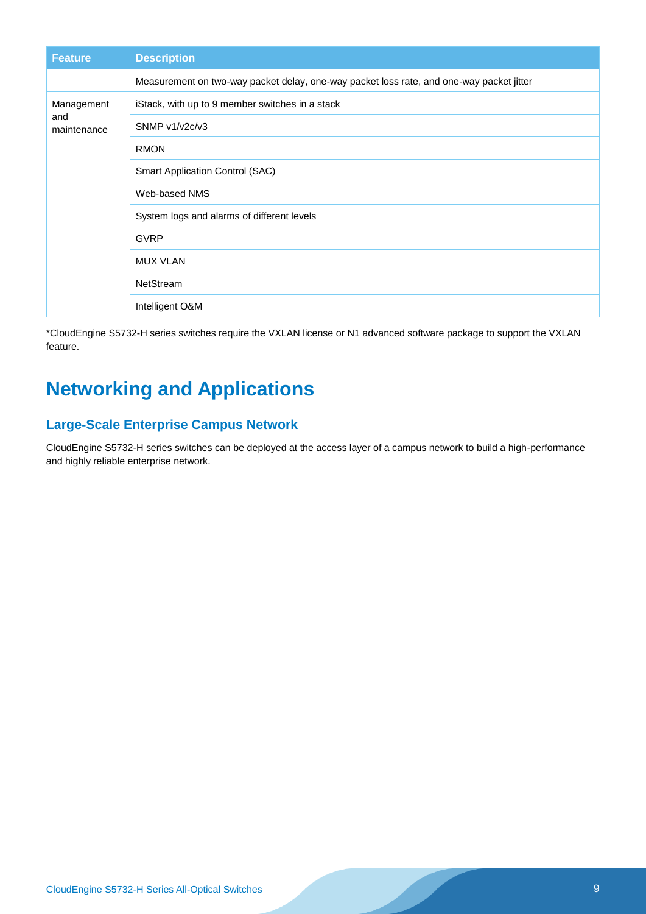| Feature | Description |
|---|---|
| | Measurement on two-way packet delay, one-way packet loss rate, and one-way packet jitter |
| Management and maintenance | iStack, with up to 9 member switches in a stack |
| | SNMP v1/v2c/v3 |
| | RMON |
| | Smart Application Control (SAC) |
| | Web-based NMS |
| | System logs and alarms of different levels |
| | GVRP |
| | MUX VLAN |
| | NetStream |
| | Intelligent O&M |

*CloudEngine S5732-H series switches require the VXLAN license or N1 advanced software package to support the VXLAN feature.

# Networking and Applications

## Large-Scale Enterprise Campus Network

CloudEngine S5732-H series switches can be deployed at the access layer of a campus network to build a high-performance and highly reliable enterprise network.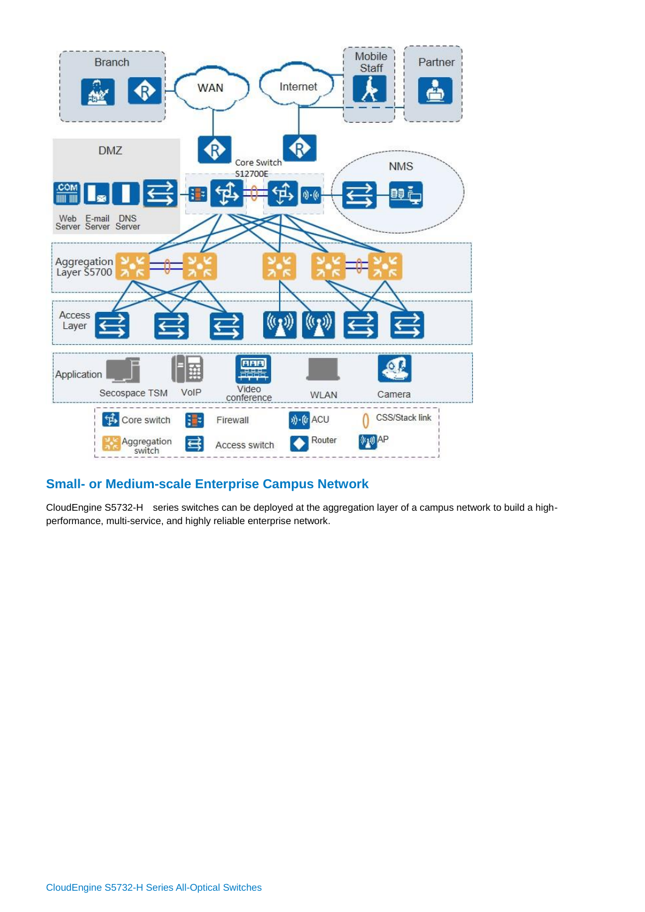## Small- or Medium-scale Enterprise Campus Network

CloudEngine S5732-H series switches can be deployed at the aggregation layer of a campus network to build a high-performance, multi-service, and highly reliable enterprise network.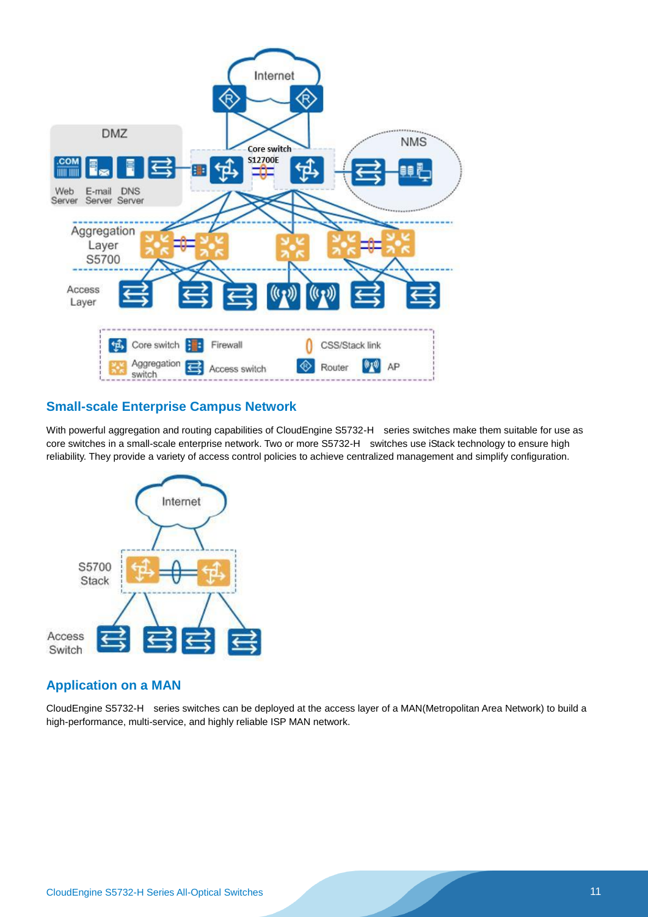Internet

DMZ

Web Server

E-mail Server

DNS Server

Core switch S12700E

NMS

Aggregation Layer S5700

Access Layer

Core switch

Firewall

CSS/Stack link

Aggregation switch

Access switch

Router

AP

## Small-scale Enterprise Campus Network

With powerful aggregation and routing capabilities of CloudEngine S5732-H series switches make them suitable for use as core switches in a small-scale enterprise network. Two or more S5732-H switches use iStack technology to ensure high reliability. They provide a variety of access control policies to achieve centralized management and simplify configuration.

Internet

S5700 Stack

Access Switch

## Application on a MAN

CloudEngine S5732-H series switches can be deployed at the access layer of a MAN(Metropolitan Area Network) to build a high-performance, multi-service, and highly reliable ISP MAN network.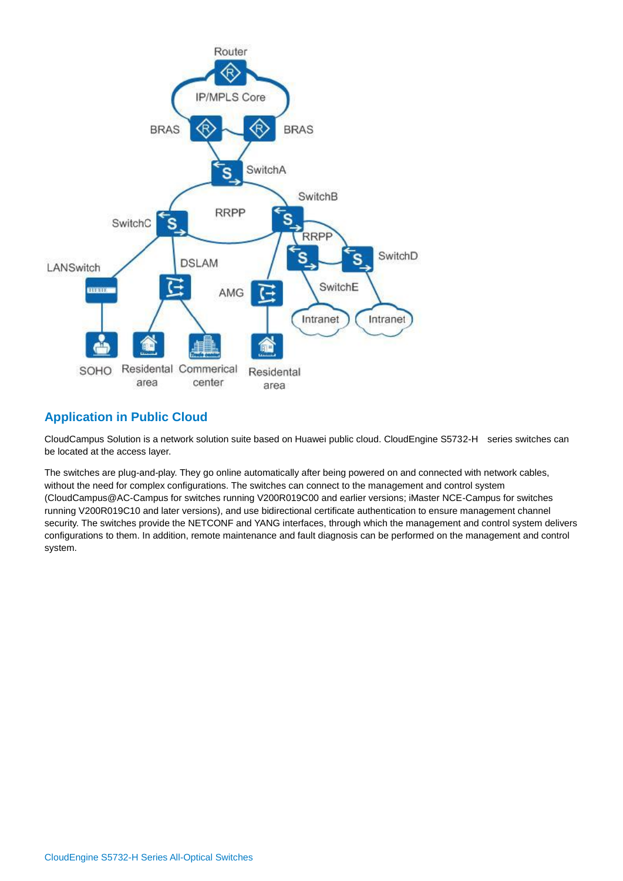Router

IP/MPLS Core

BRAS

BRAS

SwitchA

SwitchB

RRPP

SwitchC

RRPP

SwitchD

LANSwitch

DSLAM

AMG

SwitchE

Intranet

Intranet

SOHO

Residental area

Commerical center

Residental area

## Application in Public Cloud

CloudCampus Solution is a network solution suite based on Huawei public cloud. CloudEngine S5732-H series switches can be located at the access layer.

The switches are plug-and-play. They go online automatically after being powered on and connected with network cables, without the need for complex configurations. The switches can connect to the management and control system (CloudCampus@AC-Campus for switches running V200R019C00 and earlier versions; iMaster NCE-Campus for switches running V200R019C10 and later versions), and use bidirectional certificate authentication to ensure management channel security. The switches provide the NETCONF and YANG interfaces, through which the management and control system delivers configurations to them. In addition, remote maintenance and fault diagnosis can be performed on the management and control system.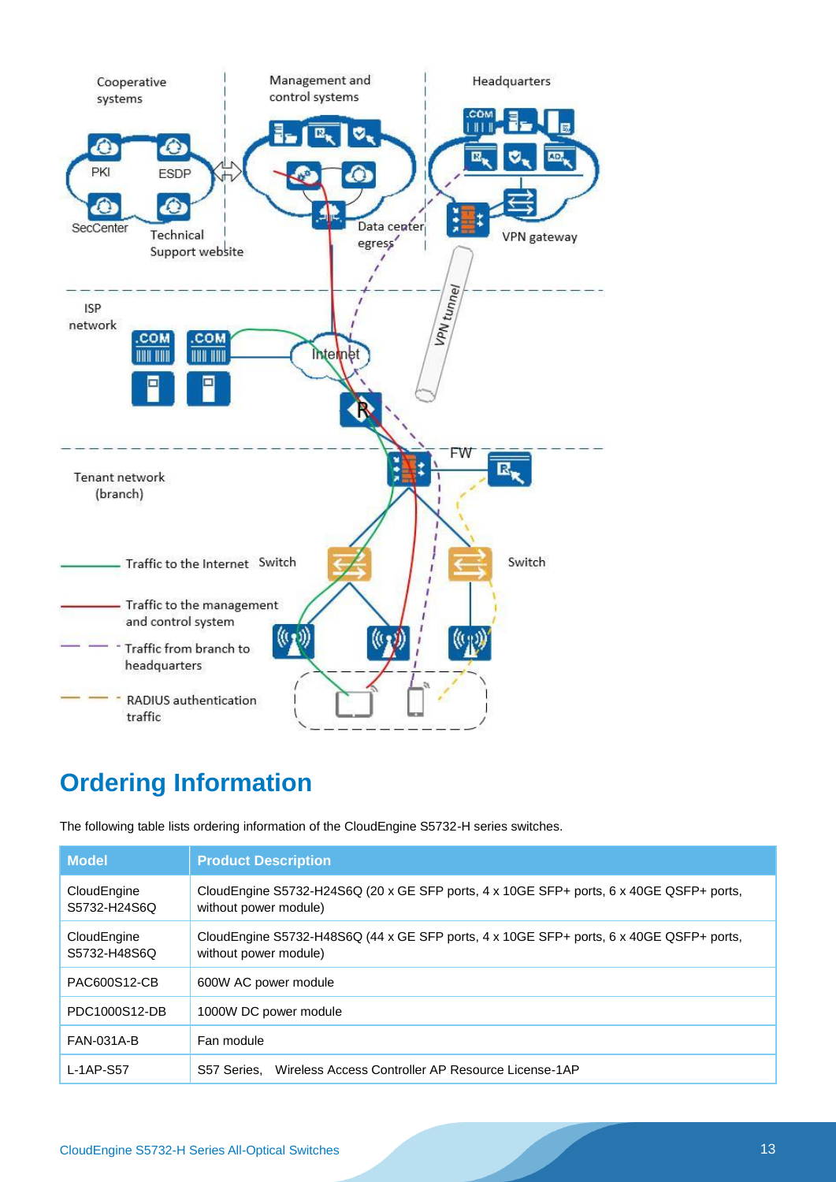Cooperative systems

Management and control systems

Headquarters

PKI

ESDP

SecCenter

Technical Support website

Data center egress

VPN gateway

VPN tunnel

ISP network

Internet

R

FW

Tenant network (branch)

Traffic to the Internet

Switch

Switch

Traffic to the management and control system

Traffic from branch to headquarters

RADIUS authentication traffic

## Ordering Information

The following table lists ordering information of the CloudEngine S5732-H series switches.

| Model | Product Description |
|---|---|
| CloudEngine S5732-H24S6Q | CloudEngine S5732-H24S6Q (20 x GE SFP ports, 4 x 10GE SFP+ ports, 6 x 40GE QSFP+ ports, without power module) |
| CloudEngine S5732-H48S6Q | CloudEngine S5732-H48S6Q (44 x GE SFP ports, 4 x 10GE SFP+ ports, 6 x 40GE QSFP+ ports, without power module) |
| PAC600S12-CB | 600W AC power module |
| PDC1000S12-DB | 1000W DC power module |
| FAN-031A-B | Fan module |
| L-1AP-S57 | S57 Series, Wireless Access Controller AP Resource License-1AP |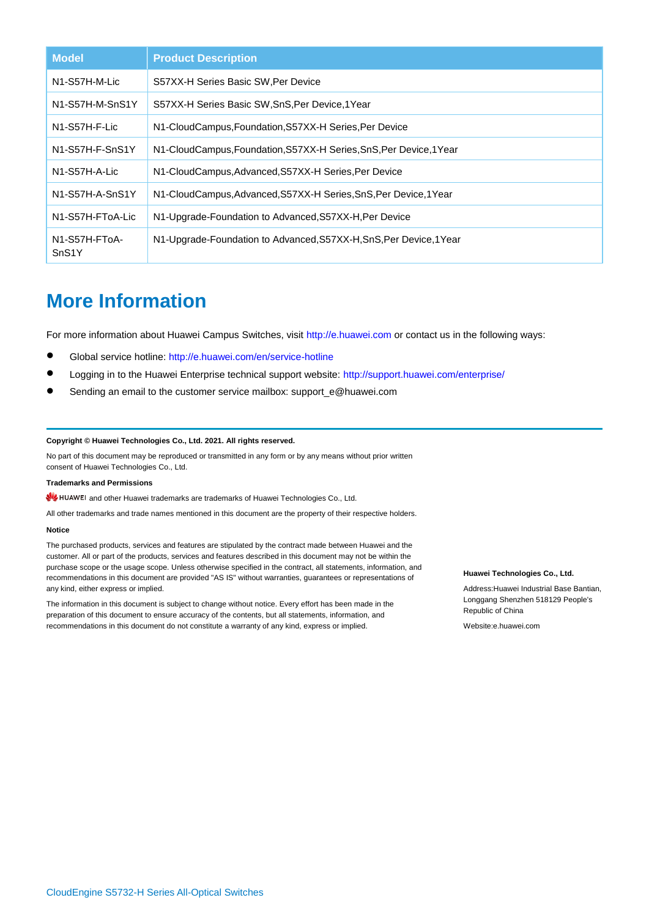| Model | Product Description |
|---|---|
| N1-S57H-M-Lic | S57XX-H Series Basic SW,Per Device |
| N1-S57H-M-SnS1Y | S57XX-H Series Basic SW,SnS,Per Device,1Year |
| N1-S57H-F-Lic | N1-CloudCampus,Foundation,S57XX-H Series,Per Device |
| N1-S57H-F-SnS1Y | N1-CloudCampus,Foundation,S57XX-H Series,SnS,Per Device,1Year |
| N1-S57H-A-Lic | N1-CloudCampus,Advanced,S57XX-H Series,Per Device |
| N1-S57H-A-SnS1Y | N1-CloudCampus,Advanced,S57XX-H Series,SnS,Per Device,1Year |
| N1-S57H-FToA-Lic | N1-Upgrade-Foundation to Advanced,S57XX-H,Per Device |
| N1-S57H-FToA-SnS1Y | N1-Upgrade-Foundation to Advanced,S57XX-H,SnS,Per Device,1Year |

# More Information

For more information about Huawei Campus Switches, visit http://e.huawei.com or contact us in the following ways:

- Global service hotline: http://e.huawei.com/en/service-hotline
- Logging in to the Huawei Enterprise technical support website: http://support.huawei.com/enterprise/
- Sending an email to the customer service mailbox: support_e@huawei.com

**Copyright © Huawei Technologies Co., Ltd. 2021. All rights reserved.**

No part of this document may be reproduced or transmitted in any form or by any means without prior written consent of Huawei Technologies Co., Ltd.

**Trademarks and Permissions**

HUAWEI and other Huawei trademarks are trademarks of Huawei Technologies Co., Ltd.

All other trademarks and trade names mentioned in this document are the property of their respective holders.

**Notice**

The purchased products, services and features are stipulated by the contract made between Huawei and the customer. All or part of the products, services and features described in this document may not be within the purchase scope or the usage scope. Unless otherwise specified in the contract, all statements, information, and recommendations in this document are provided "AS IS" without warranties, guarantees or representations of any kind, either express or implied.

The information in this document is subject to change without notice. Every effort has been made in the preparation of this document to ensure accuracy of the contents, but all statements, information, and recommendations in this document do not constitute a warranty of any kind, express or implied.

**Huawei Technologies Co., Ltd.**

Address:Huawei Industrial Base Bantian, Longgang Shenzhen 518129 People's Republic of China

Website:e.huawei.com